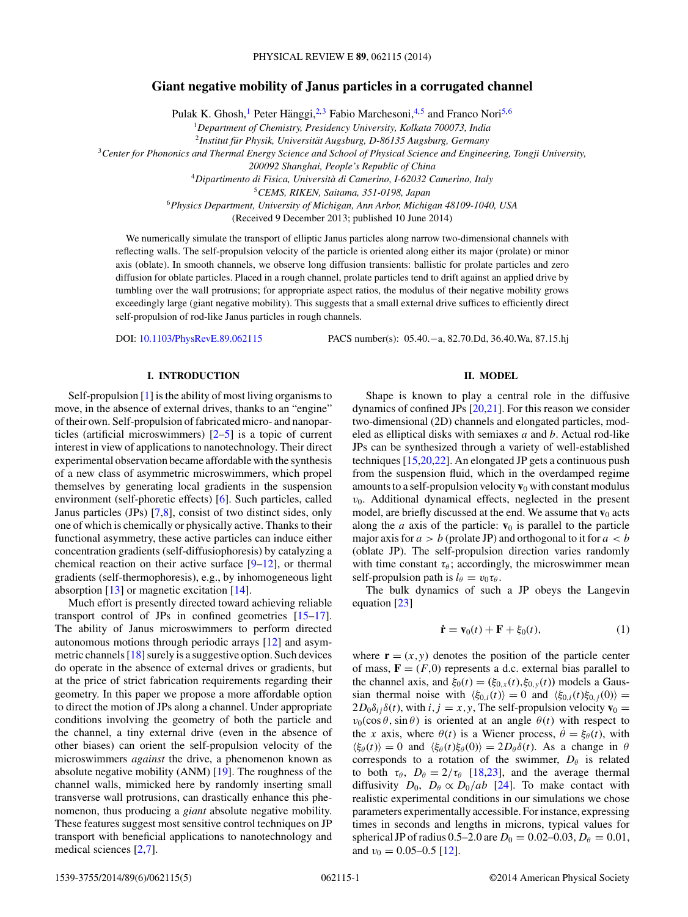# Giant negative mobility of Janus particles in a corrugated channel

Pulak K. Ghosh,[1] Peter Hänggi,[2,3] Fabio Marchesoni,[4,5] and Franco Nori[5,6]

[1]*Department of Chemistry, Presidency University, Kolkata 700073, India*
[2]*Institut für Physik, Universität Augsburg, D-86135 Augsburg, Germany*
[3]*Center for Phononics and Thermal Energy Science and School of Physical Science and Engineering, Tongji University, 200092 Shanghai, People's Republic of China*
[4]*Dipartimento di Fisica, Università di Camerino, I-62032 Camerino, Italy*
[5]*CEMS, RIKEN, Saitama, 351-0198, Japan*
[6]*Physics Department, University of Michigan, Ann Arbor, Michigan 48109-1040, USA*

(Received 9 December 2013; published 10 June 2014)

We numerically simulate the transport of elliptic Janus particles along narrow two-dimensional channels with reflecting walls. The self-propulsion velocity of the particle is oriented along either its major (prolate) or minor axis (oblate). In smooth channels, we observe long diffusion transients: ballistic for prolate particles and zero diffusion for oblate particles. Placed in a rough channel, prolate particles tend to drift against an applied drive by tumbling over the wall protrusions; for appropriate aspect ratios, the modulus of their negative mobility grows exceedingly large (giant negative mobility). This suggests that a small external drive suffices to efficiently direct self-propulsion of rod-like Janus particles in rough channels.

DOI: 10.1103/PhysRevE.89.062115 PACS number(s): 05.40.−a, 82.70.Dd, 36.40.Wa, 87.15.hj

## I. INTRODUCTION

Self-propulsion [1] is the ability of most living organisms to move, in the absence of external drives, thanks to an "engine" of their own. Self-propulsion of fabricated micro- and nanoparticles (artificial microswimmers) [2–5] is a topic of current interest in view of applications to nanotechnology. Their direct experimental observation became affordable with the synthesis of a new class of asymmetric microswimmers, which propel themselves by generating local gradients in the suspension environment (self-phoretic effects) [6]. Such particles, called Janus particles (JPs) [7,8], consist of two distinct sides, only one of which is chemically or physically active. Thanks to their functional asymmetry, these active particles can induce either concentration gradients (self-diffusiophoresis) by catalyzing a chemical reaction on their active surface [9–12], or thermal gradients (self-thermophoresis), e.g., by inhomogeneous light absorption [13] or magnetic excitation [14].

Much effort is presently directed toward achieving reliable transport control of JPs in confined geometries [15–17]. The ability of Janus microswimmers to perform directed autonomous motions through periodic arrays [12] and asymmetric channels [18] surely is a suggestive option. Such devices do operate in the absence of external drives or gradients, but at the price of strict fabrication requirements regarding their geometry. In this paper we propose a more affordable option to direct the motion of JPs along a channel. Under appropriate conditions involving the geometry of both the particle and the channel, a tiny external drive (even in the absence of other biases) can orient the self-propulsion velocity of the microswimmers *against* the drive, a phenomenon known as absolute negative mobility (ANM) [19]. The roughness of the channel walls, mimicked here by randomly inserting small transverse wall protrusions, can drastically enhance this phenomenon, thus producing a *giant* absolute negative mobility. These features suggest most sensitive control techniques on JP transport with beneficial applications to nanotechnology and medical sciences [2,7].

## II. MODEL

Shape is known to play a central role in the diffusive dynamics of confined JPs [20,21]. For this reason we consider two-dimensional (2D) channels and elongated particles, modeled as elliptical disks with semiaxes $a$ and $b$. Actual rod-like JPs can be synthesized through a variety of well-established techniques [15,20,22]. An elongated JP gets a continuous push from the suspension fluid, which in the overdamped regime amounts to a self-propulsion velocity $\mathbf{v}_0$ with constant modulus $v_0$. Additional dynamical effects, neglected in the present model, are briefly discussed at the end. We assume that $\mathbf{v}_0$ acts along the $a$ axis of the particle: $\mathbf{v}_0$ is parallel to the particle major axis for $a > b$ (prolate JP) and orthogonal to it for $a < b$ (oblate JP). The self-propulsion direction varies randomly with time constant $\tau_\theta$; accordingly, the microswimmer mean self-propulsion path is $l_\theta = v_0\tau_\theta$.

The bulk dynamics of such a JP obeys the Langevin equation [23]

$$\dot{\mathbf{r}} = \mathbf{v}_0(t) + \mathbf{F} + \xi_0(t), \tag{1}$$

where $\mathbf{r} = (x, y)$ denotes the position of the particle center of mass, $\mathbf{F} = (F, 0)$ represents a d.c. external bias parallel to the channel axis, and $\xi_0(t) = (\xi_{0,x}(t), \xi_{0,y}(t))$ models a Gaussian thermal noise with $\langle \xi_{0,i}(t)\rangle = 0$ and $\langle \xi_{0,i}(t)\xi_{0,j}(0)\rangle = 2D_0\delta_{ij}\delta(t)$, with $i, j = x, y$, The self-propulsion velocity $\mathbf{v}_0 = v_0(\cos\theta, \sin\theta)$ is oriented at an angle $\theta(t)$ with respect to the $x$ axis, where $\theta(t)$ is a Wiener process, $\dot{\theta} = \xi_\theta(t)$, with $\langle \xi_\theta(t)\rangle = 0$ and $\langle \xi_\theta(t)\xi_\theta(0)\rangle = 2D_\theta\delta(t)$. As a change in $\theta$ corresponds to a rotation of the swimmer, $D_\theta$ is related to both $\tau_\theta$, $D_\theta = 2/\tau_\theta$ [18,23], and the average thermal diffusivity $D_0$, $D_\theta \propto D_0/ab$ [24]. To make contact with realistic experimental conditions in our simulations we chose parameters experimentally accessible. For instance, expressing times in seconds and lengths in microns, typical values for spherical JP of radius 0.5–2.0 are $D_0 = 0.02$–$0.03$, $D_\theta = 0.01$, and $v_0 = 0.05$–$0.5$ [12].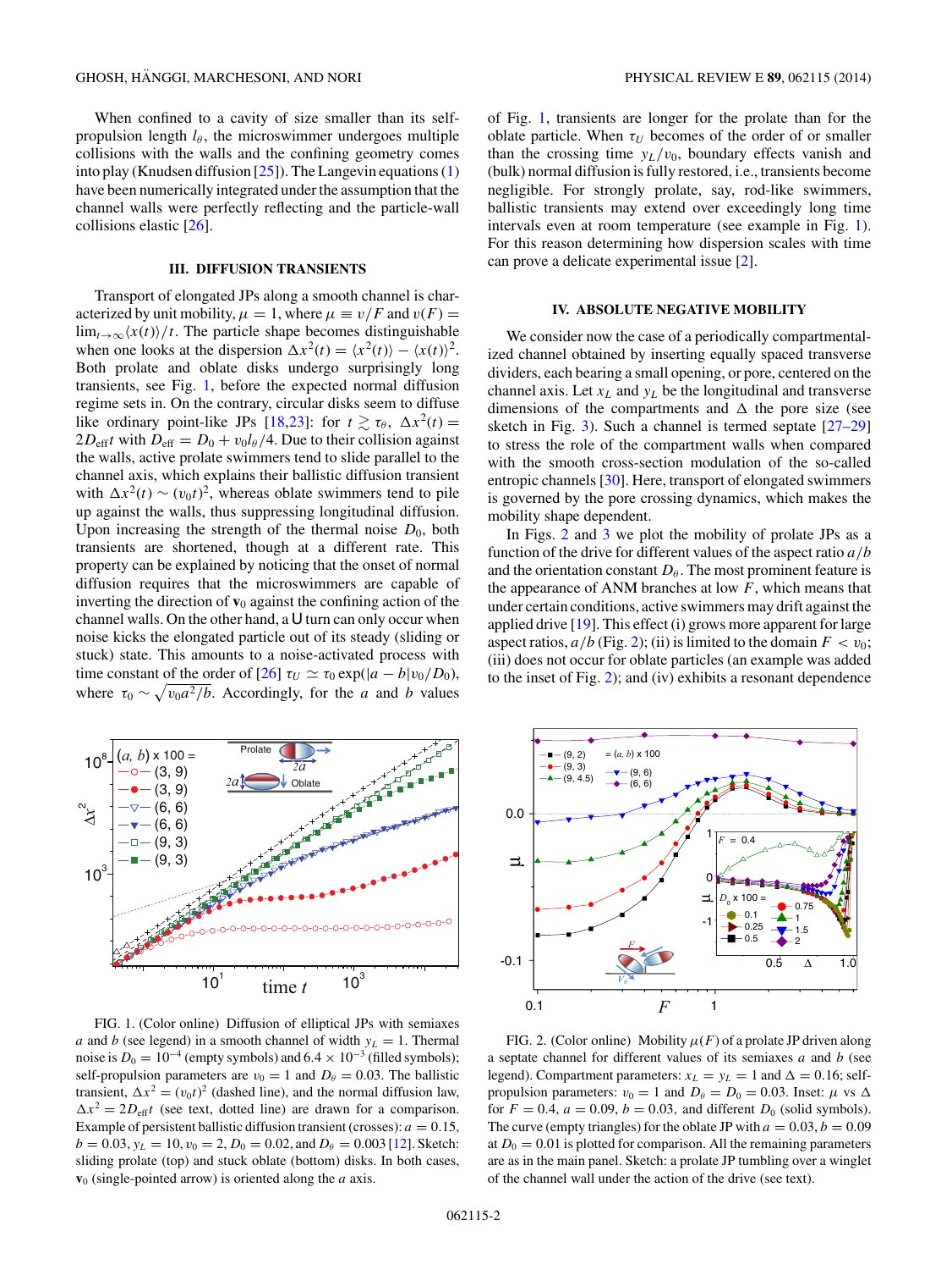When confined to a cavity of size smaller than its self-propulsion length $l_\theta$, the microswimmer undergoes multiple collisions with the walls and the confining geometry comes into play (Knudsen diffusion [25]). The Langevin equations (1) have been numerically integrated under the assumption that the channel walls were perfectly reflecting and the particle-wall collisions elastic [26].

### III. DIFFUSION TRANSIENTS

Transport of elongated JPs along a smooth channel is characterized by unit mobility, $\mu = 1$, where $\mu \equiv v/F$ and $v(F) = \lim_{t\to\infty}\langle x(t)\rangle/t$. The particle shape becomes distinguishable when one looks at the dispersion $\Delta x^2(t) = \langle x^2(t)\rangle - \langle x(t)\rangle^2$. Both prolate and oblate disks undergo surprisingly long transients, see Fig. 1, before the expected normal diffusion regime sets in. On the contrary, circular disks seem to diffuse like ordinary point-like JPs [18,23]: for $t \gtrsim \tau_\theta$, $\Delta x^2(t) = 2D_{\rm eff}t$ with $D_{\rm eff} = D_0 + v_0 l_\theta/4$. Due to their collision against the walls, active prolate swimmers tend to slide parallel to the channel axis, which explains their ballistic diffusion transient with $\Delta x^2(t) \sim (v_0 t)^2$, whereas oblate swimmers tend to pile up against the walls, thus suppressing longitudinal diffusion. Upon increasing the strength of the thermal noise $D_0$, both transients are shortened, though at a different rate. This property can be explained by noticing that the onset of normal diffusion requires that the microswimmers are capable of inverting the direction of $\mathbf{v}_0$ against the confining action of the channel walls. On the other hand, a U turn can only occur when noise kicks the elongated particle out of its steady (sliding or stuck) state. This amounts to a noise-activated process with time constant of the order of [26] $\tau_U \simeq \tau_0 \exp(|a - b|v_0/D_0)$, where $\tau_0 \sim \sqrt{v_0 a^2/b}$. Accordingly, for the $a$ and $b$ values of Fig. 1, transients are longer for the prolate than for the oblate particle. When $\tau_U$ becomes of the order of or smaller than the crossing time $y_L/v_0$, boundary effects vanish and (bulk) normal diffusion is fully restored, i.e., transients become negligible. For strongly prolate, say, rod-like swimmers, ballistic transients may extend over exceedingly long time intervals even at room temperature (see example in Fig. 1). For this reason determining how dispersion scales with time can prove a delicate experimental issue [2].

FIG. 1. (Color online) Diffusion of elliptical JPs with semiaxes $a$ and $b$ (see legend) in a smooth channel of width $y_L = 1$. Thermal noise is $D_0 = 10^{-4}$ (empty symbols) and $6.4 \times 10^{-3}$ (filled symbols); self-propulsion parameters are $v_0 = 1$ and $D_\theta = 0.03$. The ballistic transient, $\Delta x^2 = (v_0 t)^2$ (dashed line), and the normal diffusion law, $\Delta x^2 = 2D_{\rm eff}t$ (see text, dotted line) are drawn for a comparison. Example of persistent ballistic diffusion transient (crosses): $a = 0.15$, $b = 0.03$, $y_L = 10$, $v_0 = 2$, $D_0 = 0.02$, and $D_\theta = 0.003$ [12]. Sketch: sliding prolate (top) and stuck oblate (bottom) disks. In both cases, $\mathbf{v}_0$ (single-pointed arrow) is oriented along the $a$ axis.

### IV. ABSOLUTE NEGATIVE MOBILITY

We consider now the case of a periodically compartmentalized channel obtained by inserting equally spaced transverse dividers, each bearing a small opening, or pore, centered on the channel axis. Let $x_L$ and $y_L$ be the longitudinal and transverse dimensions of the compartments and $\Delta$ the pore size (see sketch in Fig. 3). Such a channel is termed septate [27–29] to stress the role of the compartment walls when compared with the smooth cross-section modulation of the so-called entropic channels [30]. Here, transport of elongated swimmers is governed by the pore crossing dynamics, which makes the mobility shape dependent.

In Figs. 2 and 3 we plot the mobility of prolate JPs as a function of the drive for different values of the aspect ratio $a/b$ and the orientation constant $D_\theta$. The most prominent feature is the appearance of ANM branches at low $F$, which means that under certain conditions, active swimmers may drift against the applied drive [19]. This effect (i) grows more apparent for large aspect ratios, $a/b$ (Fig. 2); (ii) is limited to the domain $F < v_0$; (iii) does not occur for oblate particles (an example was added to the inset of Fig. 2); and (iv) exhibits a resonant dependence

FIG. 2. (Color online) Mobility $\mu(F)$ of a prolate JP driven along a septate channel for different values of its semiaxes $a$ and $b$ (see legend). Compartment parameters: $x_L = y_L = 1$ and $\Delta = 0.16$; self-propulsion parameters: $v_0 = 1$ and $D_\theta = D_0 = 0.03$. Inset: $\mu$ vs $\Delta$ for $F = 0.4$, $a = 0.09$, $b = 0.03$, and different $D_0$ (solid symbols). The curve (empty triangles) for the oblate JP with $a = 0.03$, $b = 0.09$ at $D_0 = 0.01$ is plotted for comparison. All the remaining parameters are as in the main panel. Sketch: a prolate JP tumbling over a winglet of the channel wall under the action of the drive (see text).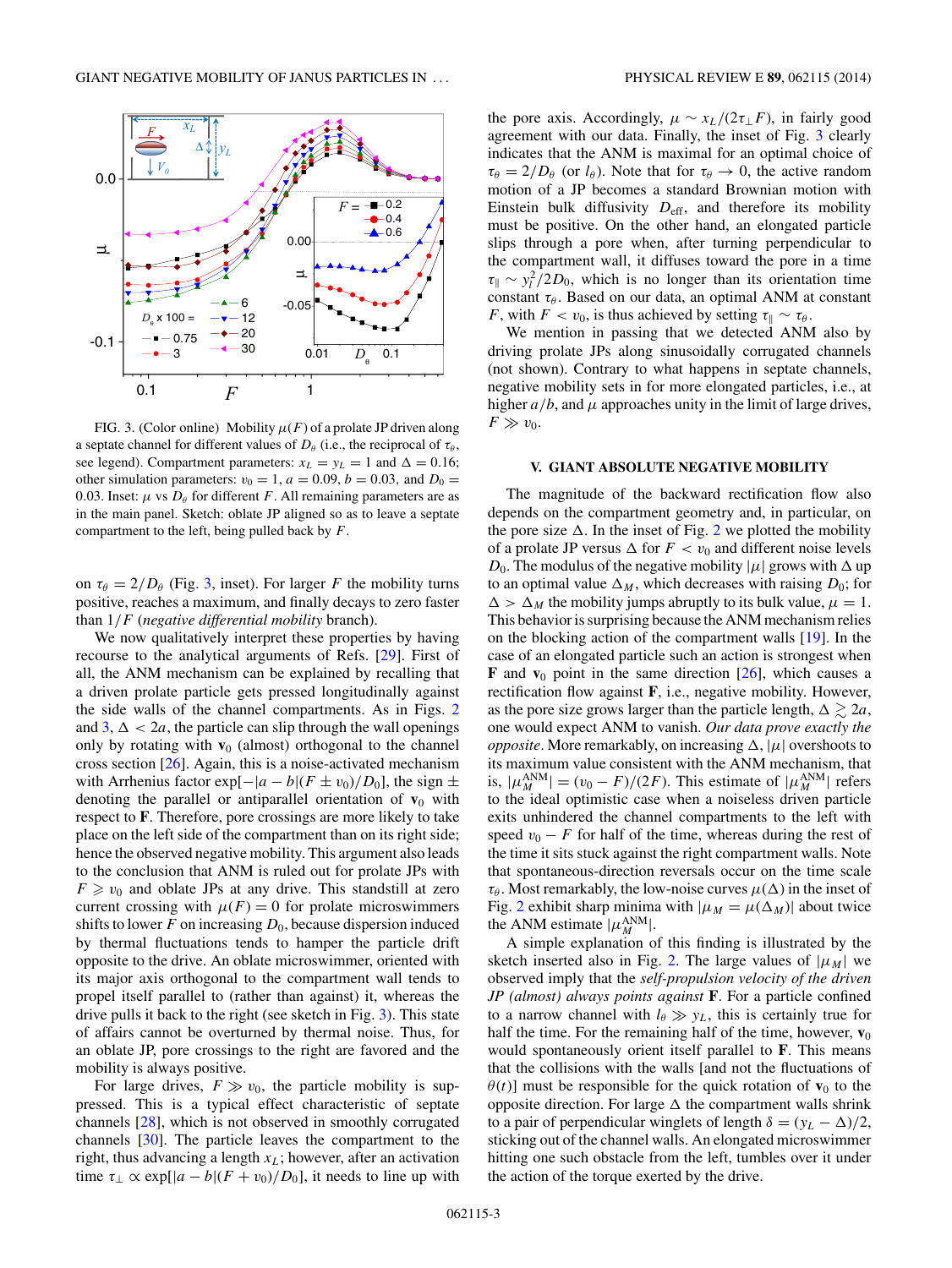FIG. 3. (Color online) Mobility $\mu(F)$ of a prolate JP driven along a septate channel for different values of $D_\theta$ (i.e., the reciprocal of $\tau_\theta$, see legend). Compartment parameters: $x_L = y_L = 1$ and $\Delta = 0.16$; other simulation parameters: $v_0 = 1$, $a = 0.09$, $b = 0.03$, and $D_0 = 0.03$. Inset: $\mu$ vs $D_\theta$ for different $F$. All remaining parameters are as in the main panel. Sketch: oblate JP aligned so as to leave a septate compartment to the left, being pulled back by $F$.

on $\tau_\theta = 2/D_\theta$ (Fig. 3, inset). For larger $F$ the mobility turns positive, reaches a maximum, and finally decays to zero faster than $1/F$ (*negative differential mobility* branch).

We now qualitatively interpret these properties by having recourse to the analytical arguments of Refs. [29]. First of all, the ANM mechanism can be explained by recalling that a driven prolate particle gets pressed longitudinally against the side walls of the channel compartments. As in Figs. 2 and 3, $\Delta < 2a$, the particle can slip through the wall openings only by rotating with $\mathbf{v}_0$ (almost) orthogonal to the channel cross section [26]. Again, this is a noise-activated mechanism with Arrhenius factor $\exp[-|a-b|(F \pm v_0)/D_0]$, the sign $\pm$ denoting the parallel or antiparallel orientation of $\mathbf{v}_0$ with respect to $\mathbf{F}$. Therefore, pore crossings are more likely to take place on the left side of the compartment than on its right side; hence the observed negative mobility. This argument also leads to the conclusion that ANM is ruled out for prolate JPs with $F \geqslant v_0$ and oblate JPs at any drive. This standstill at zero current crossing with $\mu(F) = 0$ for prolate microswimmers shifts to lower $F$ on increasing $D_0$, because dispersion induced by thermal fluctuations tends to hamper the particle drift opposite to the drive. An oblate microswimmer, oriented with its major axis orthogonal to the compartment wall tends to propel itself parallel to (rather than against) it, whereas the drive pulls it back to the right (see sketch in Fig. 3). This state of affairs cannot be overturned by thermal noise. Thus, for an oblate JP, pore crossings to the right are favored and the mobility is always positive.

For large drives, $F \gg v_0$, the particle mobility is suppressed. This is a typical effect characteristic of septate channels [28], which is not observed in smoothly corrugated channels [30]. The particle leaves the compartment to the right, thus advancing a length $x_L$; however, after an activation time $\tau_\perp \propto \exp[|a-b|(F+v_0)/D_0]$, it needs to line up with the pore axis. Accordingly, $\mu \sim x_L/(2\tau_\perp F)$, in fairly good agreement with our data. Finally, the inset of Fig. 3 clearly indicates that the ANM is maximal for an optimal choice of $\tau_\theta = 2/D_\theta$ (or $l_\theta$). Note that for $\tau_\theta \to 0$, the active random motion of a JP becomes a standard Brownian motion with Einstein bulk diffusivity $D_{\rm eff}$, and therefore its mobility must be positive. On the other hand, an elongated particle slips through a pore when, after turning perpendicular to the compartment wall, it diffuses toward the pore in a time $\tau_\parallel \sim y_l^2/2D_0$, which is no longer than its orientation time constant $\tau_\theta$. Based on our data, an optimal ANM at constant $F$, with $F < v_0$, is thus achieved by setting $\tau_\parallel \sim \tau_\theta$.

We mention in passing that we detected ANM also by driving prolate JPs along sinusoidally corrugated channels (not shown). Contrary to what happens in septate channels, negative mobility sets in for more elongated particles, i.e., at higher $a/b$, and $\mu$ approaches unity in the limit of large drives, $F \gg v_0$.

## V. GIANT ABSOLUTE NEGATIVE MOBILITY

The magnitude of the backward rectification flow also depends on the compartment geometry and, in particular, on the pore size $\Delta$. In the inset of Fig. 2 we plotted the mobility of a prolate JP versus $\Delta$ for $F < v_0$ and different noise levels $D_0$. The modulus of the negative mobility $|\mu|$ grows with $\Delta$ up to an optimal value $\Delta_M$, which decreases with raising $D_0$; for $\Delta > \Delta_M$ the mobility jumps abruptly to its bulk value, $\mu = 1$. This behavior is surprising because the ANM mechanism relies on the blocking action of the compartment walls [19]. In the case of an elongated particle such an action is strongest when $\mathbf{F}$ and $\mathbf{v}_0$ point in the same direction [26], which causes a rectification flow against $\mathbf{F}$, i.e., negative mobility. However, as the pore size grows larger than the particle length, $\Delta \gtrsim 2a$, one would expect ANM to vanish. *Our data prove exactly the opposite*. More remarkably, on increasing $\Delta$, $|\mu|$ overshoots to its maximum value compatible with the ANM mechanism, that is, $|\mu_M^{\rm ANM}| = (v_0 - F)/(2F)$. This estimate of $|\mu_M^{\rm ANM}|$ refers to the ideal optimistic case when a noiseless driven particle exits unhindered the channel compartments to the left with speed $v_0 - F$ for half of the time, whereas during the rest of the time it sits stuck against the right compartment walls. Note that spontaneous-direction reversals occur on the time scale $\tau_\theta$. Most remarkably, the low-noise curves $\mu(\Delta)$ in the inset of Fig. 2 exhibit sharp minima with $|\mu_M = \mu(\Delta_M)|$ about twice the ANM estimate $|\mu_M^{\rm ANM}|$.

A simple explanation of this finding is illustrated by the sketch inserted also in Fig. 2. The large values of $|\mu_M|$ we observed imply that the *self-propulsion velocity of the driven JP (almost) always points against* $\mathbf{F}$. For a particle confined to a narrow channel with $l_\theta \gg y_L$, this is certainly true for half the time. For the remaining half of the time, however, $\mathbf{v}_0$ would spontaneously orient itself parallel to $\mathbf{F}$. This means that the collisions with the walls [and not the fluctuations of $\theta(t)$] must be responsible for the quick rotation of $\mathbf{v}_0$ to the opposite direction. For large $\Delta$ the compartment walls shrink to a pair of perpendicular winglets of length $\delta = (y_L - \Delta)/2$, sticking out of the channel walls. An elongated microswimmer hitting one such obstacle from the left, tumbles over it under the action of the torque exerted by the drive.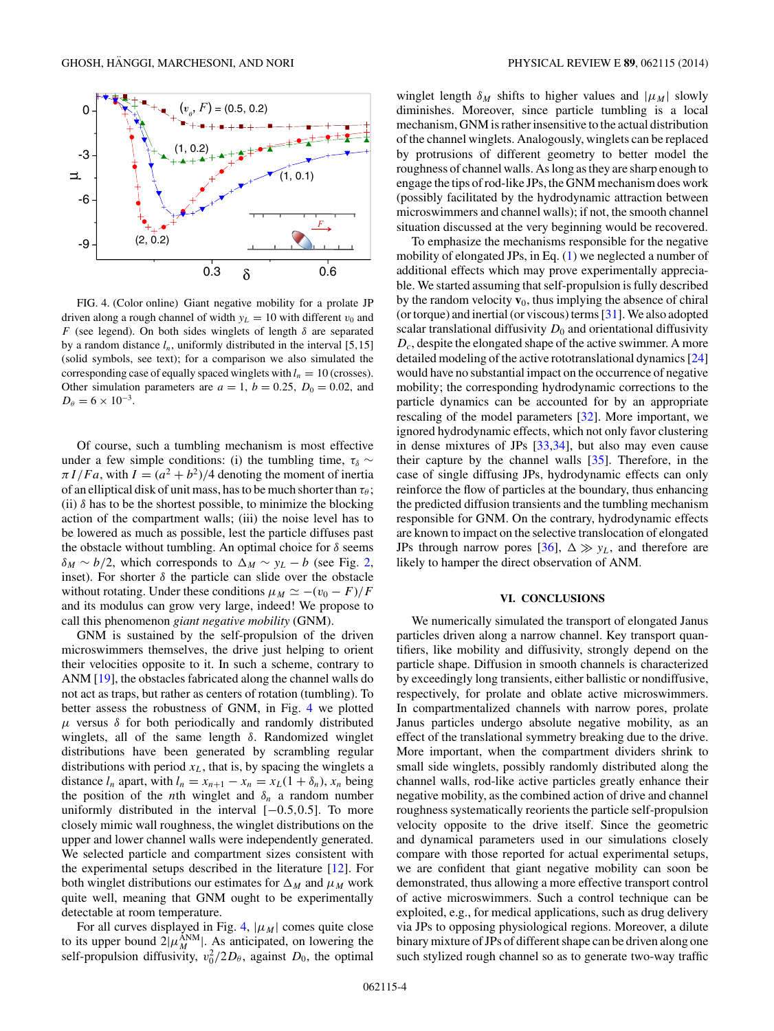FIG. 4. (Color online) Giant negative mobility for a prolate JP driven along a rough channel of width $y_L = 10$ with different $v_0$ and $F$ (see legend). On both sides winglets of length $\delta$ are separated by a random distance $l_n$, uniformly distributed in the interval [5,15] (solid symbols, see text); for a comparison we also simulated the corresponding case of equally spaced winglets with $l_n = 10$ (crosses). Other simulation parameters are $a = 1$, $b = 0.25$, $D_0 = 0.02$, and $D_\theta = 6 \times 10^{-3}$.

Of course, such a tumbling mechanism is most effective under a few simple conditions: (i) the tumbling time, $\tau_\delta \sim \pi I/Fa$, with $I = (a^2 + b^2)/4$ denoting the moment of inertia of an elliptical disk of unit mass, has to be much shorter than $\tau_\theta$; (ii) $\delta$ has to be the shortest possible, to minimize the blocking action of the compartment walls; (iii) the noise level has to be lowered as much as possible, lest the particle diffuses past the obstacle without tumbling. An optimal choice for $\delta$ seems $\delta_M \sim b/2$, which corresponds to $\Delta_M \sim y_L - b$ (see Fig. 2, inset). For shorter $\delta$ the particle can slide over the obstacle without rotating. Under these conditions $\mu_M \simeq -(v_0 - F)/F$ and its modulus can grow very large, indeed! We propose to call this phenomenon *giant negative mobility* (GNM).

GNM is sustained by the self-propulsion of the driven microswimmers themselves, the drive just helping to orient their velocities opposite to it. In such a scheme, contrary to ANM [19], the obstacles fabricated along the channel walls do not act as traps, but rather as centers of rotation (tumbling). To better assess the robustness of GNM, in Fig. 4 we plotted $\mu$ versus $\delta$ for both periodically and randomly distributed winglets, all of the same length $\delta$. Randomized winglet distributions have been generated by scrambling regular distributions with period $x_L$, that is, by spacing the winglets a distance $l_n$ apart, with $l_n = x_{n+1} - x_n = x_L(1 + \delta_n)$, $x_n$ being the position of the $n$th winglet and $\delta_n$ a random number uniformly distributed in the interval $[-0.5,0.5]$. To more closely mimic wall roughness, the winglet distributions on the upper and lower channel walls were independently generated. We selected particle and compartment sizes consistent with the experimental setups described in the literature [12]. For both winglet distributions our estimates for $\Delta_M$ and $\mu_M$ work quite well, meaning that GNM ought to be experimentally detectable at room temperature.

For all curves displayed in Fig. 4, $|\mu_M|$ comes quite close to its upper bound $2|\mu_M^{\rm ANM}|$. As anticipated, on lowering the self-propulsion diffusivity, $v_0^2/2D_\theta$, against $D_0$, the optimal winglet length $\delta_M$ shifts to higher values and $|\mu_M|$ slowly diminishes. Moreover, since particle tumbling is a local mechanism, GNM is rather insensitive to the actual distribution of the channel winglets. Analogously, winglets can be replaced by protrusions of different geometry to better model the roughness of channel walls. As long as they are sharp enough to engage the tips of rod-like JPs, the GNM mechanism does work (possibly facilitated by the hydrodynamic attraction between microswimmers and channel walls); if not, the smooth channel situation discussed at the very beginning would be recovered.

To emphasize the mechanisms responsible for the negative mobility of elongated JPs, in Eq. (1) we neglected a number of additional effects which may prove experimentally appreciable. We started assuming that self-propulsion is fully described by the random velocity $\mathbf{v}_0$, thus implying the absence of chiral (or torque) and inertial (or viscous) terms [31]. We also adopted scalar translational diffusivity $D_0$ and orientational diffusivity $D_c$, despite the elongated shape of the active swimmer. A more detailed modeling of the active rototranslational dynamics [24] would have no substantial impact on the occurrence of negative mobility; the corresponding hydrodynamic corrections to the particle dynamics can be accounted for by an appropriate rescaling of the model parameters [32]. More important, we ignored hydrodynamic effects, which not only favor clustering in dense mixtures of JPs [33,34], but also may even cause their capture by the channel walls [35]. Therefore, in the case of single diffusing JPs, hydrodynamic effects can only reinforce the flow of particles at the boundary, thus enhancing the predicted diffusion transients and the tumbling mechanism responsible for GNM. On the contrary, hydrodynamic effects are known to impact on the selective translocation of elongated JPs through narrow pores [36], $\Delta \gg y_L$, and therefore are likely to hamper the direct observation of ANM.

## VI. CONCLUSIONS

We numerically simulated the transport of elongated Janus particles driven along a narrow channel. Key transport quantifiers, like mobility and diffusivity, strongly depend on the particle shape. Diffusion in smooth channels is characterized by exceedingly long transients, either ballistic or nondiffusive, respectively, for prolate and oblate active microswimmers. In compartmentalized channels with narrow pores, prolate Janus particles undergo absolute negative mobility, as an effect of the translational symmetry breaking due to the drive. More important, when the compartment dividers shrink to small side winglets, possibly randomly distributed along the channel walls, rod-like active particles greatly enhance their negative mobility, as the combined action of drive and channel roughness systematically reorients the particle self-propulsion velocity opposite to the drive itself. Since the geometric and dynamical parameters used in our simulations closely compare with those reported for actual experimental setups, we are confident that giant negative mobility can soon be demonstrated, thus allowing a more effective transport control of active microswimmers. Such a control technique can be exploited, e.g., for medical applications, such as drug delivery via JPs to opposing physiological regions. Moreover, a dilute binary mixture of JPs of different shape can be driven along one such stylized rough channel so as to generate two-way traffic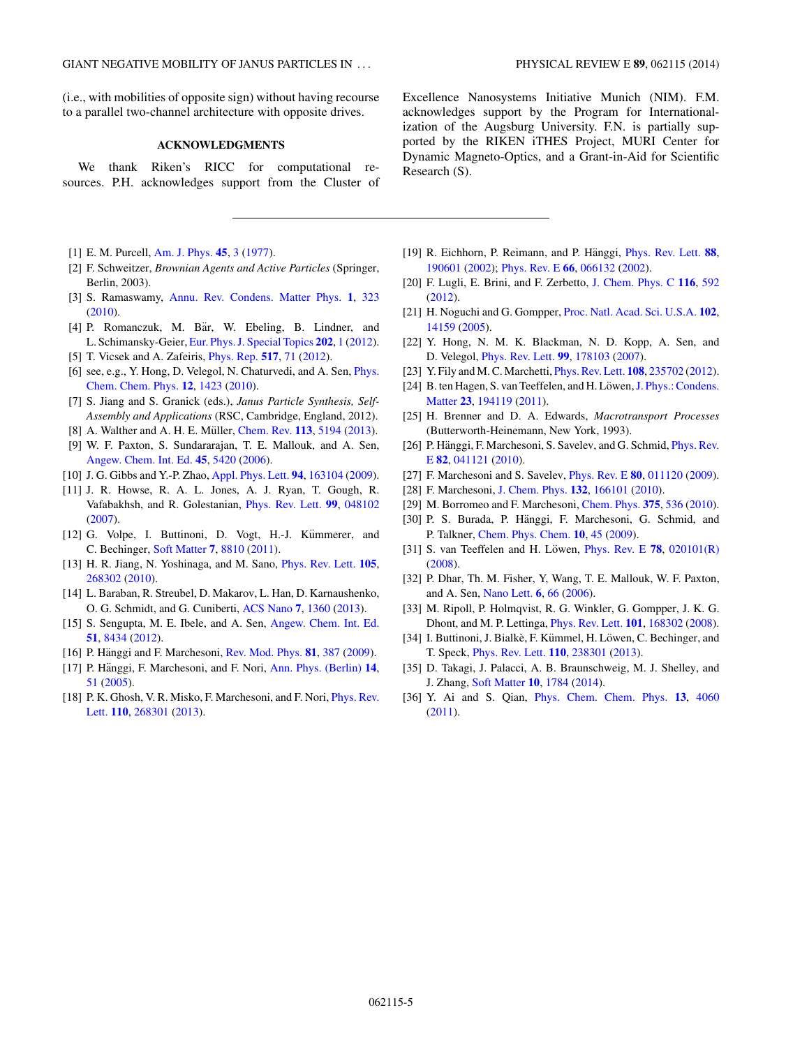(i.e., with mobilities of opposite sign) without having recourse to a parallel two-channel architecture with opposite drives.

## ACKNOWLEDGMENTS

We thank Riken's RICC for computational resources. P.H. acknowledges support from the Cluster of Excellence Nanosystems Initiative Munich (NIM). F.M. acknowledges support by the Program for Internationalization of the Augsburg University. F.N. is partially supported by the RIKEN iTHES Project, MURI Center for Dynamic Magneto-Optics, and a Grant-in-Aid for Scientific Research (S).

---

[1] E. M. Purcell, Am. J. Phys. **45**, 3 (1977).
[2] F. Schweitzer, *Brownian Agents and Active Particles* (Springer, Berlin, 2003).
[3] S. Ramaswamy, Annu. Rev. Condens. Matter Phys. **1**, 323 (2010).
[4] P. Romanczuk, M. Bär, W. Ebeling, B. Lindner, and L. Schimansky-Geier, Eur. Phys. J. Special Topics **202**, 1 (2012).
[5] T. Vicsek and A. Zafeiris, Phys. Rep. **517**, 71 (2012).
[6] see, e.g., Y. Hong, D. Velegol, N. Chaturvedi, and A. Sen, Phys. Chem. Chem. Phys. **12**, 1423 (2010).
[7] S. Jiang and S. Granick (eds.), *Janus Particle Synthesis, Self-Assembly and Applications* (RSC, Cambridge, England, 2012).
[8] A. Walther and A. H. E. Müller, Chem. Rev. **113**, 5194 (2013).
[9] W. F. Paxton, S. Sundararajan, T. E. Mallouk, and A. Sen, Angew. Chem. Int. Ed. **45**, 5420 (2006).
[10] J. G. Gibbs and Y.-P. Zhao, Appl. Phys. Lett. **94**, 163104 (2009).
[11] J. R. Howse, R. A. L. Jones, A. J. Ryan, T. Gough, R. Vafabakhsh, and R. Golestanian, Phys. Rev. Lett. **99**, 048102 (2007).
[12] G. Volpe, I. Buttinoni, D. Vogt, H.-J. Kümmerer, and C. Bechinger, Soft Matter **7**, 8810 (2011).
[13] H. R. Jiang, N. Yoshinaga, and M. Sano, Phys. Rev. Lett. **105**, 268302 (2010).
[14] L. Baraban, R. Streubel, D. Makarov, L. Han, D. Karnaushenko, O. G. Schmidt, and G. Cuniberti, ACS Nano **7**, 1360 (2013).
[15] S. Sengupta, M. E. Ibele, and A. Sen, Angew. Chem. Int. Ed. **51**, 8434 (2012).
[16] P. Hänggi and F. Marchesoni, Rev. Mod. Phys. **81**, 387 (2009).
[17] P. Hänggi, F. Marchesoni, and F. Nori, Ann. Phys. (Berlin) **14**, 51 (2005).
[18] P. K. Ghosh, V. R. Misko, F. Marchesoni, and F. Nori, Phys. Rev. Lett. **110**, 268301 (2013).
[19] R. Eichhorn, P. Reimann, and P. Hänggi, Phys. Rev. Lett. **88**, 190601 (2002); Phys. Rev. E **66**, 066132 (2002).
[20] F. Lugli, E. Brini, and F. Zerbetto, J. Chem. Phys. C **116**, 592 (2012).
[21] H. Noguchi and G. Gompper, Proc. Natl. Acad. Sci. U.S.A. **102**, 14159 (2005).
[22] Y. Hong, N. M. K. Blackman, N. D. Kopp, A. Sen, and D. Velegol, Phys. Rev. Lett. **99**, 178103 (2007).
[23] Y. Fily and M. C. Marchetti, Phys. Rev. Lett. **108**, 235702 (2012).
[24] B. ten Hagen, S. van Teeffelen, and H. Löwen, J. Phys.: Condens. Matter **23**, 194119 (2011).
[25] H. Brenner and D. A. Edwards, *Macrotransport Processes* (Butterworth-Heinemann, New York, 1993).
[26] P. Hänggi, F. Marchesoni, S. Savelev, and G. Schmid, Phys. Rev. E **82**, 041121 (2010).
[27] F. Marchesoni and S. Savelev, Phys. Rev. E **80**, 011120 (2009).
[28] F. Marchesoni, J. Chem. Phys. **132**, 166101 (2010).
[29] M. Borromeo and F. Marchesoni, Chem. Phys. **375**, 536 (2010).
[30] P. S. Burada, P. Hänggi, F. Marchesoni, G. Schmid, and P. Talkner, Chem. Phys. Chem. **10**, 45 (2009).
[31] S. van Teeffelen and H. Löwen, Phys. Rev. E **78**, 020101(R) (2008).
[32] P. Dhar, Th. M. Fisher, Y, Wang, T. E. Mallouk, W. F. Paxton, and A. Sen, Nano Lett. **6**, 66 (2006).
[33] M. Ripoll, P. Holmqvist, R. G. Winkler, G. Gompper, J. K. G. Dhont, and M. P. Lettinga, Phys. Rev. Lett. **101**, 168302 (2008).
[34] I. Buttinoni, J. Bialkè, F. Kümmel, H. Löwen, C. Bechinger, and T. Speck, Phys. Rev. Lett. **110**, 238301 (2013).
[35] D. Takagi, J. Palacci, A. B. Braunschweig, M. J. Shelley, and J. Zhang, Soft Matter **10**, 1784 (2014).
[36] Y. Ai and S. Qian, Phys. Chem. Chem. Phys. **13**, 4060 (2011).